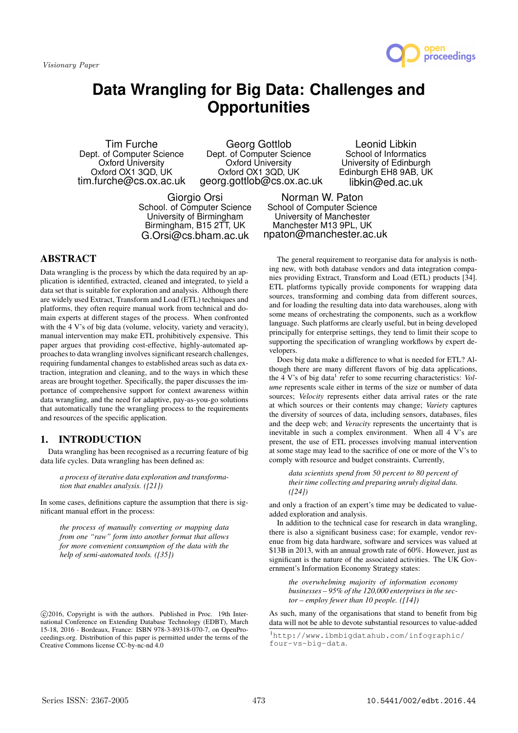*Visionary Paper*

# Data Wrangling for Big Data: Challenges and Opportunities

Tim Furche
Dept. of Computer Science
Oxford University
Oxford OX1 3QD, UK
tim.furche@cs.ox.ac.uk

Georg Gottlob
Dept. of Computer Science
Oxford University
Oxford OX1 3QD, UK
georg.gottlob@cs.ox.ac.uk

Leonid Libkin
School of Informatics
University of Edinburgh
Edinburgh EH8 9AB, UK
libkin@ed.ac.uk

Giorgio Orsi
School. of Computer Science
University of Birmingham
Birmingham, B15 2TT, UK
G.Orsi@cs.bham.ac.uk

Norman W. Paton
School of Computer Science
University of Manchester
Manchester M13 9PL, UK
npaton@manchester.ac.uk

## ABSTRACT

Data wrangling is the process by which the data required by an application is identified, extracted, cleaned and integrated, to yield a data set that is suitable for exploration and analysis. Although there are widely used Extract, Transform and Load (ETL) techniques and platforms, they often require manual work from technical and domain experts at different stages of the process. When confronted with the 4 V's of big data (volume, velocity, variety and veracity), manual intervention may make ETL prohibitively expensive. This paper argues that providing cost-effective, highly-automated approaches to data wrangling involves significant research challenges, requiring fundamental changes to established areas such as data extraction, integration and cleaning, and to the ways in which these areas are brought together. Specifically, the paper discusses the importance of comprehensive support for context awareness within data wrangling, and the need for adaptive, pay-as-you-go solutions that automatically tune the wrangling process to the requirements and resources of the specific application.

## 1. INTRODUCTION

Data wrangling has been recognised as a recurring feature of big data life cycles. Data wrangling has been defined as:

> *a process of iterative data exploration and transformation that enables analysis. ([21])*

In some cases, definitions capture the assumption that there is significant manual effort in the process:

> *the process of manually converting or mapping data from one "raw" form into another format that allows for more convenient consumption of the data with the help of semi-automated tools. ([35])*

The general requirement to reorganise data for analysis is nothing new, with both database vendors and data integration companies providing Extract, Transform and Load (ETL) products [34]. ETL platforms typically provide components for wrapping data sources, transforming and combing data from different sources, and for loading the resulting data into data warehouses, along with some means of orchestrating the components, such as a workflow language. Such platforms are clearly useful, but in being developed principally for enterprise settings, they tend to limit their scope to supporting the specification of wrangling workflows by expert developers.

Does big data make a difference to what is needed for ETL? Although there are many different flavors of big data applications, the 4 V's of big data[1] refer to some recurring characteristics: *Volume* represents scale either in terms of the size or number of data sources; *Velocity* represents either data arrival rates or the rate at which sources or their contents may change; *Variety* captures the diversity of sources of data, including sensors, databases, files and the deep web; and *Veracity* represents the uncertainty that is inevitable in such a complex environment. When all 4 V's are present, the use of ETL processes involving manual intervention at some stage may lead to the sacrifice of one or more of the V's to comply with resource and budget constraints. Currently,

> *data scientists spend from 50 percent to 80 percent of their time collecting and preparing unruly digital data. ([24])*

and only a fraction of an expert's time may be dedicated to value-added exploration and analysis.

In addition to the technical case for research in data wrangling, there is also a significant business case; for example, vendor revenue from big data hardware, software and services was valued at \$13B in 2013, with an annual growth rate of 60%. However, just as significant is the nature of the associated activities. The UK Government's Information Economy Strategy states:

> *the overwhelming majority of information economy businesses – 95% of the 120,000 enterprises in the sector – employ fewer than 10 people. ([14])*

As such, many of the organisations that stand to benefit from big data will not be able to devote substantial resources to value-added

[1] `http://www.ibmbigdatahub.com/infographic/four-vs-big-data`.

©2016, Copyright is with the authors. Published in Proc. 19th International Conference on Extending Database Technology (EDBT), March 15-18, 2016 - Bordeaux, France: ISBN 978-3-89318-070-7, on OpenProceedings.org. Distribution of this paper is permitted under the terms of the Creative Commons license CC-by-nc-nd 4.0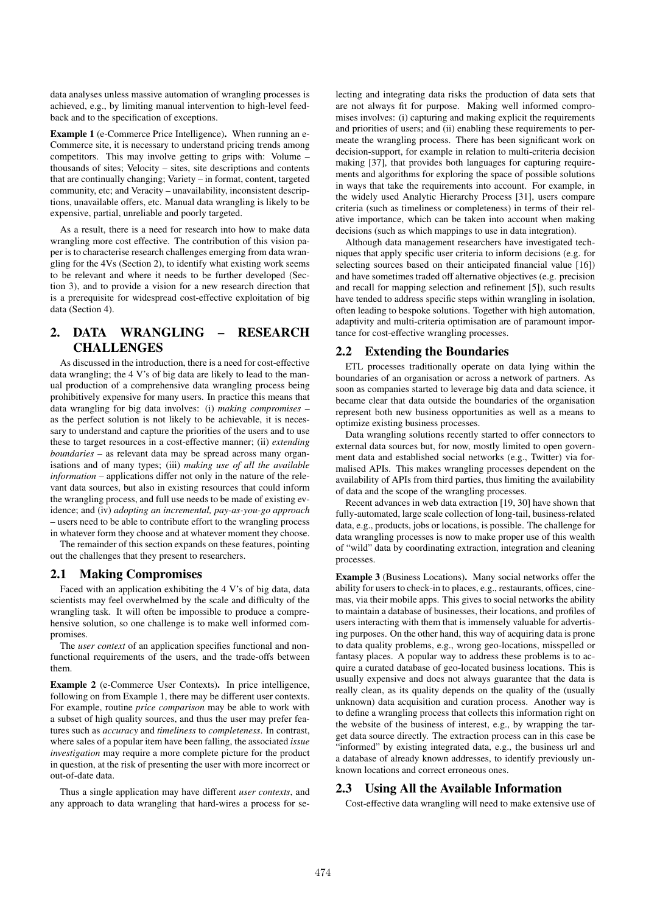data analyses unless massive automation of wrangling processes is achieved, e.g., by limiting manual intervention to high-level feedback and to the specification of exceptions.

**Example 1** (e-Commerce Price Intelligence)**.** When running an e-Commerce site, it is necessary to understand pricing trends among competitors. This may involve getting to grips with: Volume – thousands of sites; Velocity – sites, site descriptions and contents that are continually changing; Variety – in format, content, targeted community, etc; and Veracity – unavailability, inconsistent descriptions, unavailable offers, etc. Manual data wrangling is likely to be expensive, partial, unreliable and poorly targeted.

As a result, there is a need for research into how to make data wrangling more cost effective. The contribution of this vision paper is to characterise research challenges emerging from data wrangling for the 4Vs (Section 2), to identify what existing work seems to be relevant and where it needs to be further developed (Section 3), and to provide a vision for a new research direction that is a prerequisite for widespread cost-effective exploitation of big data (Section 4).

## 2. DATA WRANGLING – RESEARCH CHALLENGES

As discussed in the introduction, there is a need for cost-effective data wrangling; the 4 V's of big data are likely to lead to the manual production of a comprehensive data wrangling process being prohibitively expensive for many users. In practice this means that data wrangling for big data involves: (i) *making compromises* – as the perfect solution is not likely to be achievable, it is necessary to understand and capture the priorities of the users and to use these to target resources in a cost-effective manner; (ii) *extending boundaries* – as relevant data may be spread across many organisations and of many types; (iii) *making use of all the available information* – applications differ not only in the nature of the relevant data sources, but also in existing resources that could inform the wrangling process, and full use needs to be made of existing evidence; and (iv) *adopting an incremental, pay-as-you-go approach* – users need to be able to contribute effort to the wrangling process in whatever form they choose and at whatever moment they choose.

The remainder of this section expands on these features, pointing out the challenges that they present to researchers.

### 2.1 Making Compromises

Faced with an application exhibiting the 4 V's of big data, data scientists may feel overwhelmed by the scale and difficulty of the wrangling task. It will often be impossible to produce a comprehensive solution, so one challenge is to make well informed compromises.

The *user context* of an application specifies functional and non-functional requirements of the users, and the trade-offs between them.

**Example 2** (e-Commerce User Contexts)**.** In price intelligence, following on from Example 1, there may be different user contexts. For example, routine *price comparison* may be able to work with a subset of high quality sources, and thus the user may prefer features such as *accuracy* and *timeliness* to *completeness*. In contrast, where sales of a popular item have been falling, the associated *issue investigation* may require a more complete picture for the product in question, at the risk of presenting the user with more incorrect or out-of-date data.

Thus a single application may have different *user contexts*, and any approach to data wrangling that hard-wires a process for selecting and integrating data risks the production of data sets that are not always fit for purpose. Making well informed compromises involves: (i) capturing and making explicit the requirements and priorities of users; and (ii) enabling these requirements to permeate the wrangling process. There has been significant work on decision-support, for example in relation to multi-criteria decision making [37], that provides both languages for capturing requirements and algorithms for exploring the space of possible solutions in ways that take the requirements into account. For example, in the widely used Analytic Hierarchy Process [31], users compare criteria (such as timeliness or completeness) in terms of their relative importance, which can be taken into account when making decisions (such as which mappings to use in data integration).

Although data management researchers have investigated techniques that apply specific user criteria to inform decisions (e.g. for selecting sources based on their anticipated financial value [16]) and have sometimes traded off alternative objectives (e.g. precision and recall for mapping selection and refinement [5]), such results have tended to address specific steps within wrangling in isolation, often leading to bespoke solutions. Together with high automation, adaptivity and multi-criteria optimisation are of paramount importance for cost-effective wrangling processes.

### 2.2 Extending the Boundaries

ETL processes traditionally operate on data lying within the boundaries of an organisation or across a network of partners. As soon as companies started to leverage big data and data science, it became clear that data outside the boundaries of the organisation represent both new business opportunities as well as a means to optimize existing business processes.

Data wrangling solutions recently started to offer connectors to external data sources but, for now, mostly limited to open government data and established social networks (e.g., Twitter) via formalised APIs. This makes wrangling processes dependent on the availability of APIs from third parties, thus limiting the availability of data and the scope of the wrangling processes.

Recent advances in web data extraction [19, 30] have shown that fully-automated, large scale collection of long-tail, business-related data, e.g., products, jobs or locations, is possible. The challenge for data wrangling processes is now to make proper use of this wealth of "wild" data by coordinating extraction, integration and cleaning processes.

**Example 3** (Business Locations)**.** Many social networks offer the ability for users to check-in to places, e.g., restaurants, offices, cinemas, via their mobile apps. This gives to social networks the ability to maintain a database of businesses, their locations, and profiles of users interacting with them that is immensely valuable for advertising purposes. On the other hand, this way of acquiring data is prone to data quality problems, e.g., wrong geo-locations, misspelled or fantasy places. A popular way to address these problems is to acquire a curated database of geo-located business locations. This is usually expensive and does not always guarantee that the data is really clean, as its quality depends on the quality of the (usually unknown) data acquisition and curation process. Another way is to define a wrangling process that collects this information right on the website of the business of interest, e.g., by wrapping the target data source directly. The extraction process can in this case be "informed" by existing integrated data, e.g., the business url and a database of already known addresses, to identify previously unknown locations and correct erroneous ones.

### 2.3 Using All the Available Information

Cost-effective data wrangling will need to make extensive use of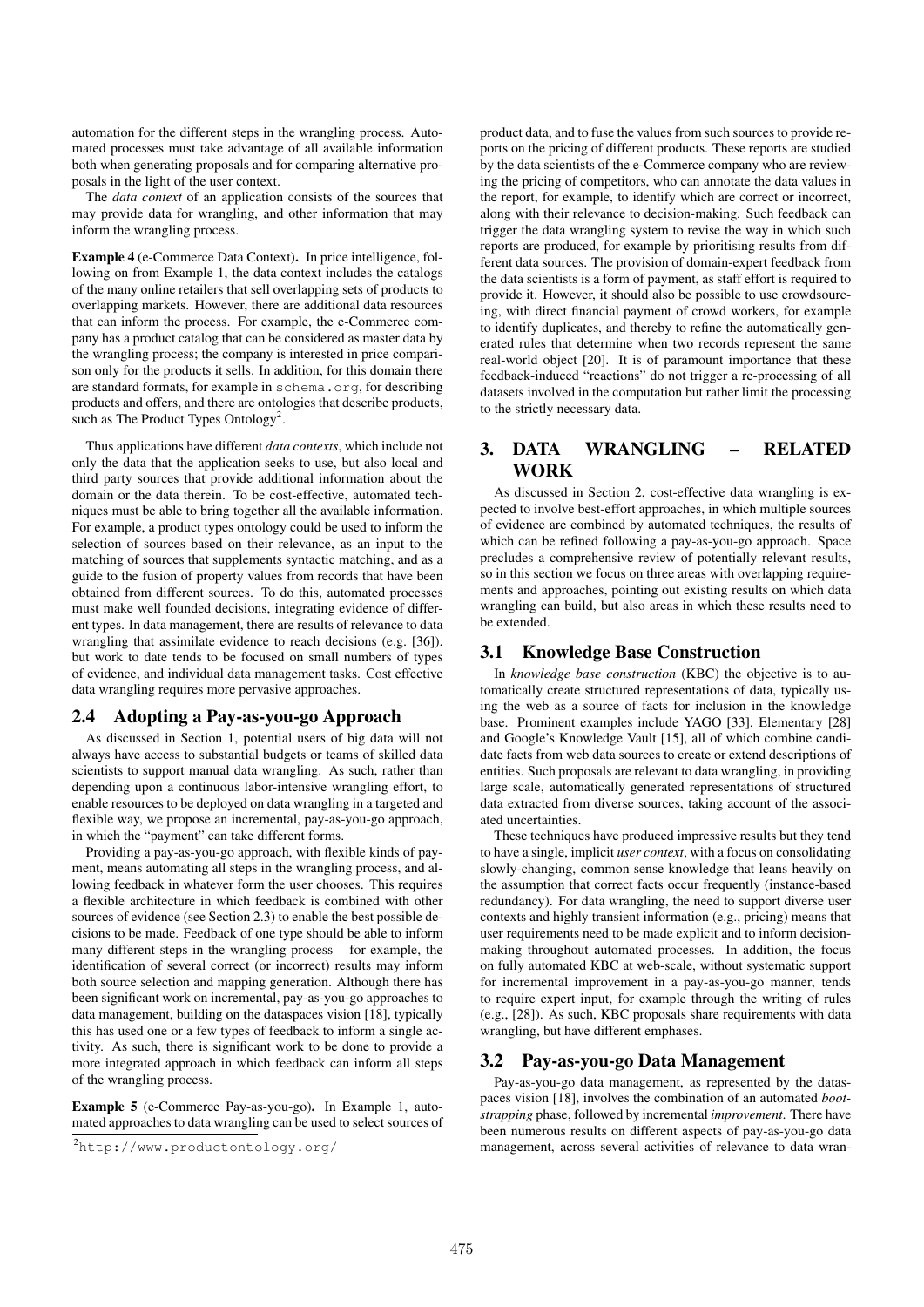automation for the different steps in the wrangling process. Automated processes must take advantage of all available information both when generating proposals and for comparing alternative proposals in the light of the user context.

The *data context* of an application consists of the sources that may provide data for wrangling, and other information that may inform the wrangling process.

**Example 4** (e-Commerce Data Context)**.** In price intelligence, following on from Example 1, the data context includes the catalogs of the many online retailers that sell overlapping sets of products to overlapping markets. However, there are additional data resources that can inform the process. For example, the e-Commerce company has a product catalog that can be considered as master data by the wrangling process; the company is interested in price comparison only for the products it sells. In addition, for this domain there are standard formats, for example in `schema.org`, for describing products and offers, and there are ontologies that describe products, such as The Product Types Ontology[2].

Thus applications have different *data contexts*, which include not only the data that the application seeks to use, but also local and third party sources that provide additional information about the domain or the data therein. To be cost-effective, automated techniques must be able to bring together all the available information. For example, a product types ontology could be used to inform the selection of sources based on their relevance, as an input to the matching of sources that supplements syntactic matching, and as a guide to the fusion of property values from records that have been obtained from different sources. To do this, automated processes must make well founded decisions, integrating evidence of different types. In data management, there are results of relevance to data wrangling that assimilate evidence to reach decisions (e.g. [36]), but work to date tends to be focused on small numbers of types of evidence, and individual data management tasks. Cost effective data wrangling requires more pervasive approaches.

### 2.4 Adopting a Pay-as-you-go Approach

As discussed in Section 1, potential users of big data will not always have access to substantial budgets or teams of skilled data scientists to support manual data wrangling. As such, rather than depending upon a continuous labor-intensive wrangling effort, to enable resources to be deployed on data wrangling in a targeted and flexible way, we propose an incremental, pay-as-you-go approach, in which the "payment" can take different forms.

Providing a pay-as-you-go approach, with flexible kinds of payment, means automating all steps in the wrangling process, and allowing feedback in whatever form the user chooses. This requires a flexible architecture in which feedback is combined with other sources of evidence (see Section 2.3) to enable the best possible decisions to be made. Feedback of one type should be able to inform many different steps in the wrangling process – for example, the identification of several correct (or incorrect) results may inform both source selection and mapping generation. Although there has been significant work on incremental, pay-as-you-go approaches to data management, building on the dataspaces vision [18], typically this has used one or a few types of feedback to inform a single activity. As such, there is significant work to be done to provide a more integrated approach in which feedback can inform all steps of the wrangling process.

**Example 5** (e-Commerce Pay-as-you-go)**.** In Example 1, automated approaches to data wrangling can be used to select sources of product data, and to fuse the values from such sources to provide reports on the pricing of different products. These reports are studied by the data scientists of the e-Commerce company who are reviewing the pricing of competitors, who can annotate the data values in the report, for example, to identify which are correct or incorrect, along with their relevance to decision-making. Such feedback can trigger the data wrangling system to revise the way in which such reports are produced, for example by prioritising results from different data sources. The provision of domain-expert feedback from the data scientists is a form of payment, as staff effort is required to provide it. However, it should also be possible to use crowdsourcing, with direct financial payment of crowd workers, for example to identify duplicates, and thereby to refine the automatically generated rules that determine when two records represent the same real-world object [20]. It is of paramount importance that these feedback-induced "reactions" do not trigger a re-processing of all datasets involved in the computation but rather limit the processing to the strictly necessary data.

[2] `http://www.productontology.org/`

## 3. DATA WRANGLING – RELATED WORK

As discussed in Section 2, cost-effective data wrangling is expected to involve best-effort approaches, in which multiple sources of evidence are combined by automated techniques, the results of which can be refined following a pay-as-you-go approach. Space precludes a comprehensive review of potentially relevant results, so in this section we focus on three areas with overlapping requirements and approaches, pointing out existing results on which data wrangling can build, but also areas in which these results need to be extended.

### 3.1 Knowledge Base Construction

In *knowledge base construction* (KBC) the objective is to automatically create structured representations of data, typically using the web as a source of facts for inclusion in the knowledge base. Prominent examples include YAGO [33], Elementary [28] and Google's Knowledge Vault [15], all of which combine candidate facts from web data sources to create or extend descriptions of entities. Such proposals are relevant to data wrangling, in providing large scale, automatically generated representations of structured data extracted from diverse sources, taking account of the associated uncertainties.

These techniques have produced impressive results but they tend to have a single, implicit *user context*, with a focus on consolidating slowly-changing, common sense knowledge that leans heavily on the assumption that correct facts occur frequently (instance-based redundancy). For data wrangling, the need to support diverse user contexts and highly transient information (e.g., pricing) means that user requirements need to be made explicit and to inform decision-making throughout automated processes. In addition, the focus on fully automated KBC at web-scale, without systematic support for incremental improvement in a pay-as-you-go manner, tends to require expert input, for example through the writing of rules (e.g., [28]). As such, KBC proposals share requirements with data wrangling, but have different emphases.

### 3.2 Pay-as-you-go Data Management

Pay-as-you-go data management, as represented by the dataspaces vision [18], involves the combination of an automated *bootstrapping* phase, followed by incremental *improvement*. There have been numerous results on different aspects of pay-as-you-go data management, across several activities of relevance to data wran-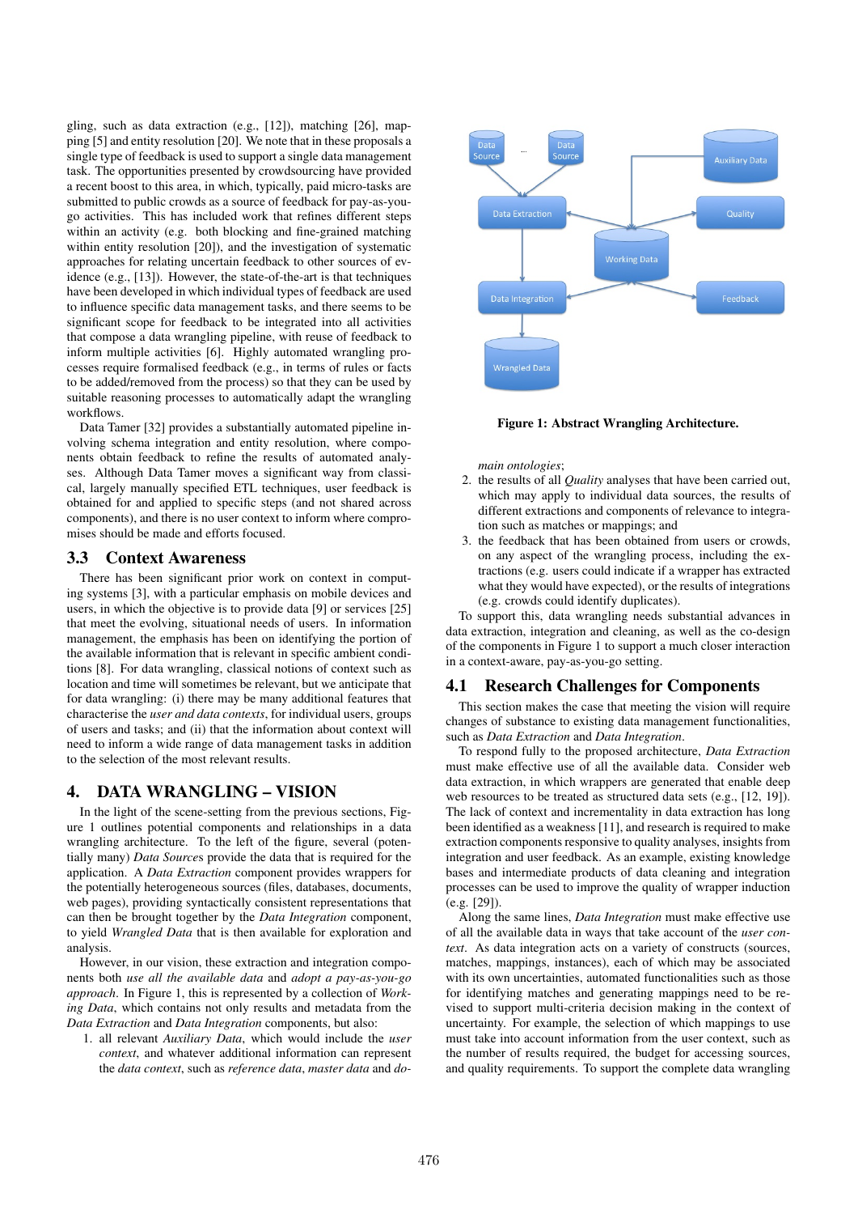gling, such as data extraction (e.g., [12]), matching [26], mapping [5] and entity resolution [20]. We note that in these proposals a single type of feedback is used to support a single data management task. The opportunities presented by crowdsourcing have provided a recent boost to this area, in which, typically, paid micro-tasks are submitted to public crowds as a source of feedback for pay-as-you-go activities. This has included work that refines different steps within an activity (e.g. both blocking and fine-grained matching within entity resolution [20]), and the investigation of systematic approaches for relating uncertain feedback to other sources of evidence (e.g., [13]). However, the state-of-the-art is that techniques have been developed in which individual types of feedback are used to influence specific data management tasks, and there seems to be significant scope for feedback to be integrated into all activities that compose a data wrangling pipeline, with reuse of feedback to inform multiple activities [6]. Highly automated wrangling processes require formalised feedback (e.g., in terms of rules or facts to be added/removed from the process) so that they can be used by suitable reasoning processes to automatically adapt the wrangling workflows.

Data Tamer [32] provides a substantially automated pipeline involving schema integration and entity resolution, where components obtain feedback to refine the results of automated analyses. Although Data Tamer moves a significant way from classical, largely manually specified ETL techniques, user feedback is obtained for and applied to specific steps (and not shared across components), and there is no user context to inform where compromises should be made and efforts focused.

## 3.3 Context Awareness

There has been significant prior work on context in computing systems [3], with a particular emphasis on mobile devices and users, in which the objective is to provide data [9] or services [25] that meet the evolving, situational needs of users. In information management, the emphasis has been on identifying the portion of the available information that is relevant in specific ambient conditions [8]. For data wrangling, classical notions of context such as location and time will sometimes be relevant, but we anticipate that for data wrangling: (i) there may be many additional features that characterise the *user and data contexts*, for individual users, groups of users and tasks; and (ii) that the information about context will need to inform a wide range of data management tasks in addition to the selection of the most relevant results.

# 4. DATA WRANGLING – VISION

In the light of the scene-setting from the previous sections, Figure 1 outlines potential components and relationships in a data wrangling architecture. To the left of the figure, several (potentially many) *Data Source*s provide the data that is required for the application. A *Data Extraction* component provides wrappers for the potentially heterogeneous sources (files, databases, documents, web pages), providing syntactically consistent representations that can then be brought together by the *Data Integration* component, to yield *Wrangled Data* that is then available for exploration and analysis.

However, in our vision, these extraction and integration components both *use all the available data* and *adopt a pay-as-you-go approach*. In Figure 1, this is represented by a collection of *Working Data*, which contains not only results and metadata from the *Data Extraction* and *Data Integration* components, but also:

1. all relevant *Auxiliary Data*, which would include the *user context*, and whatever additional information can represent the *data context*, such as *reference data*, *master data* and *domain ontologies*;
2. the results of all *Quality* analyses that have been carried out, which may apply to individual data sources, the results of different extractions and components of relevance to integration such as matches or mappings; and
3. the feedback that has been obtained from users or crowds, on any aspect of the wrangling process, including the extractions (e.g. users could indicate if a wrapper has extracted what they would have expected), or the results of integrations (e.g. crowds could identify duplicates).

**Figure 1: Abstract Wrangling Architecture.**

To support this, data wrangling needs substantial advances in data extraction, integration and cleaning, as well as the co-design of the components in Figure 1 to support a much closer interaction in a context-aware, pay-as-you-go setting.

## 4.1 Research Challenges for Components

This section makes the case that meeting the vision will require changes of substance to existing data management functionalities, such as *Data Extraction* and *Data Integration*.

To respond fully to the proposed architecture, *Data Extraction* must make effective use of all the available data. Consider web data extraction, in which wrappers are generated that enable deep web resources to be treated as structured data sets (e.g., [12, 19]). The lack of context and incrementality in data extraction has long been identified as a weakness [11], and research is required to make extraction components responsive to quality analyses, insights from integration and user feedback. As an example, existing knowledge bases and intermediate products of data cleaning and integration processes can be used to improve the quality of wrapper induction (e.g. [29]).

Along the same lines, *Data Integration* must make effective use of all the available data in ways that take account of the *user context*. As data integration acts on a variety of constructs (sources, matches, mappings, instances), each of which may be associated with its own uncertainties, automated functionalities such as those for identifying matches and generating mappings need to be revised to support multi-criteria decision making in the context of uncertainty. For example, the selection of which mappings to use must take into account information from the user context, such as the number of results required, the budget for accessing sources, and quality requirements. To support the complete data wrangling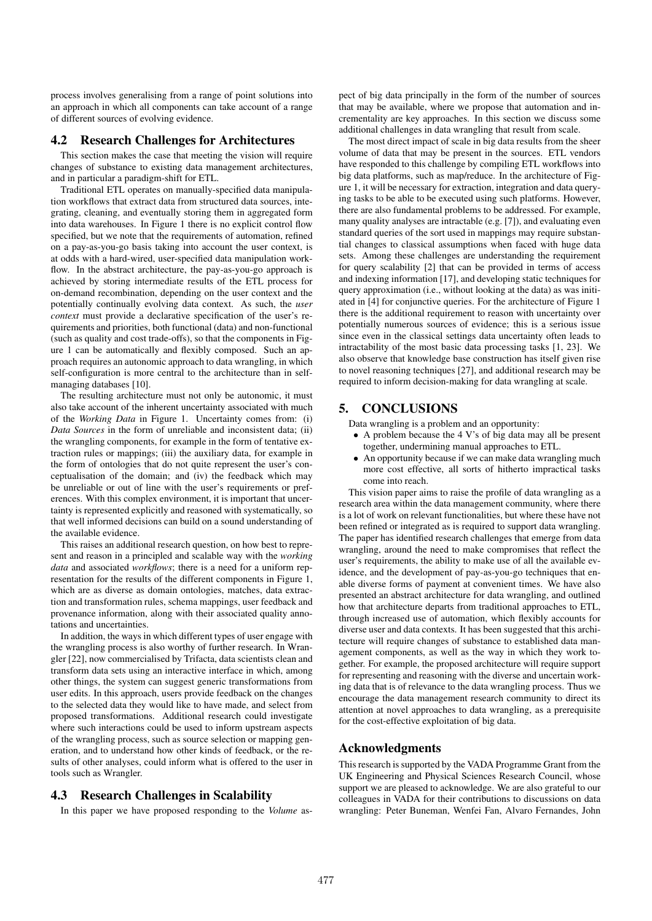process involves generalising from a range of point solutions into an approach in which all components can take account of a range of different sources of evolving evidence.

### 4.2 Research Challenges for Architectures

This section makes the case that meeting the vision will require changes of substance to existing data management architectures, and in particular a paradigm-shift for ETL.

Traditional ETL operates on manually-specified data manipulation workflows that extract data from structured data sources, integrating, cleaning, and eventually storing them in aggregated form into data warehouses. In Figure 1 there is no explicit control flow specified, but we note that the requirements of automation, refined on a pay-as-you-go basis taking into account the user context, is at odds with a hard-wired, user-specified data manipulation workflow. In the abstract architecture, the pay-as-you-go approach is achieved by storing intermediate results of the ETL process for on-demand recombination, depending on the user context and the potentially continually evolving data context. As such, the *user context* must provide a declarative specification of the user's requirements and priorities, both functional (data) and non-functional (such as quality and cost trade-offs), so that the components in Figure 1 can be automatically and flexibly composed. Such an approach requires an autonomic approach to data wrangling, in which self-configuration is more central to the architecture than in self-managing databases [10].

The resulting architecture must not only be autonomic, it must also take account of the inherent uncertainty associated with much of the *Working Data* in Figure 1. Uncertainty comes from: (i) *Data Sources* in the form of unreliable and inconsistent data; (ii) the wrangling components, for example in the form of tentative extraction rules or mappings; (iii) the auxiliary data, for example in the form of ontologies that do not quite represent the user's conceptualisation of the domain; and (iv) the feedback which may be unreliable or out of line with the user's requirements or preferences. With this complex environment, it is important that uncertainty is represented explicitly and reasoned with systematically, so that well informed decisions can build on a sound understanding of the available evidence.

This raises an additional research question, on how best to represent and reason in a principled and scalable way with the *working data* and associated *workflows*; there is a need for a uniform representation for the results of the different components in Figure 1, which are as diverse as domain ontologies, matches, data extraction and transformation rules, schema mappings, user feedback and provenance information, along with their associated quality annotations and uncertainties.

In addition, the ways in which different types of user engage with the wrangling process is also worthy of further research. In Wrangler [22], now commercialised by Trifacta, data scientists clean and transform data sets using an interactive interface in which, among other things, the system can suggest generic transformations from user edits. In this approach, users provide feedback on the changes to the selected data they would like to have made, and select from proposed transformations. Additional research could investigate where such interactions could be used to inform upstream aspects of the wrangling process, such as source selection or mapping generation, and to understand how other kinds of feedback, or the results of other analyses, could inform what is offered to the user in tools such as Wrangler.

### 4.3 Research Challenges in Scalability

In this paper we have proposed responding to the *Volume* aspect of big data principally in the form of the number of sources that may be available, where we propose that automation and incrementality are key approaches. In this section we discuss some additional challenges in data wrangling that result from scale.

The most direct impact of scale in big data results from the sheer volume of data that may be present in the sources. ETL vendors have responded to this challenge by compiling ETL workflows into big data platforms, such as map/reduce. In the architecture of Figure 1, it will be necessary for extraction, integration and data querying tasks to be able to be executed using such platforms. However, there are also fundamental problems to be addressed. For example, many quality analyses are intractable (e.g. [7]), and evaluating even standard queries of the sort used in mappings may require substantial changes to classical assumptions when faced with huge data sets. Among these challenges are understanding the requirement for query scalability [2] that can be provided in terms of access and indexing information [17], and developing static techniques for query approximation (i.e., without looking at the data) as was initiated in [4] for conjunctive queries. For the architecture of Figure 1 there is the additional requirement to reason with uncertainty over potentially numerous sources of evidence; this is a serious issue since even in the classical settings data uncertainty often leads to intractability of the most basic data processing tasks [1, 23]. We also observe that knowledge base construction has itself given rise to novel reasoning techniques [27], and additional research may be required to inform decision-making for data wrangling at scale.

## 5. CONCLUSIONS

Data wrangling is a problem and an opportunity:

- A problem because the 4 V's of big data may all be present together, undermining manual approaches to ETL.
- An opportunity because if we can make data wrangling much more cost effective, all sorts of hitherto impractical tasks come into reach.

This vision paper aims to raise the profile of data wrangling as a research area within the data management community, where there is a lot of work on relevant functionalities, but where these have not been refined or integrated as is required to support data wrangling. The paper has identified research challenges that emerge from data wrangling, around the need to make compromises that reflect the user's requirements, the ability to make use of all the available evidence, and the development of pay-as-you-go techniques that enable diverse forms of payment at convenient times. We have also presented an abstract architecture for data wrangling, and outlined how that architecture departs from traditional approaches to ETL, through increased use of automation, which flexibly accounts for diverse user and data contexts. It has been suggested that this architecture will require changes of substance to established data management components, as well as the way in which they work together. For example, the proposed architecture will require support for representing and reasoning with the diverse and uncertain working data that is of relevance to the data wrangling process. Thus we encourage the data management research community to direct its attention at novel approaches to data wrangling, as a prerequisite for the cost-effective exploitation of big data.

## Acknowledgments

This research is supported by the VADA Programme Grant from the UK Engineering and Physical Sciences Research Council, whose support we are pleased to acknowledge. We are also grateful to our colleagues in VADA for their contributions to discussions on data wrangling: Peter Buneman, Wenfei Fan, Alvaro Fernandes, John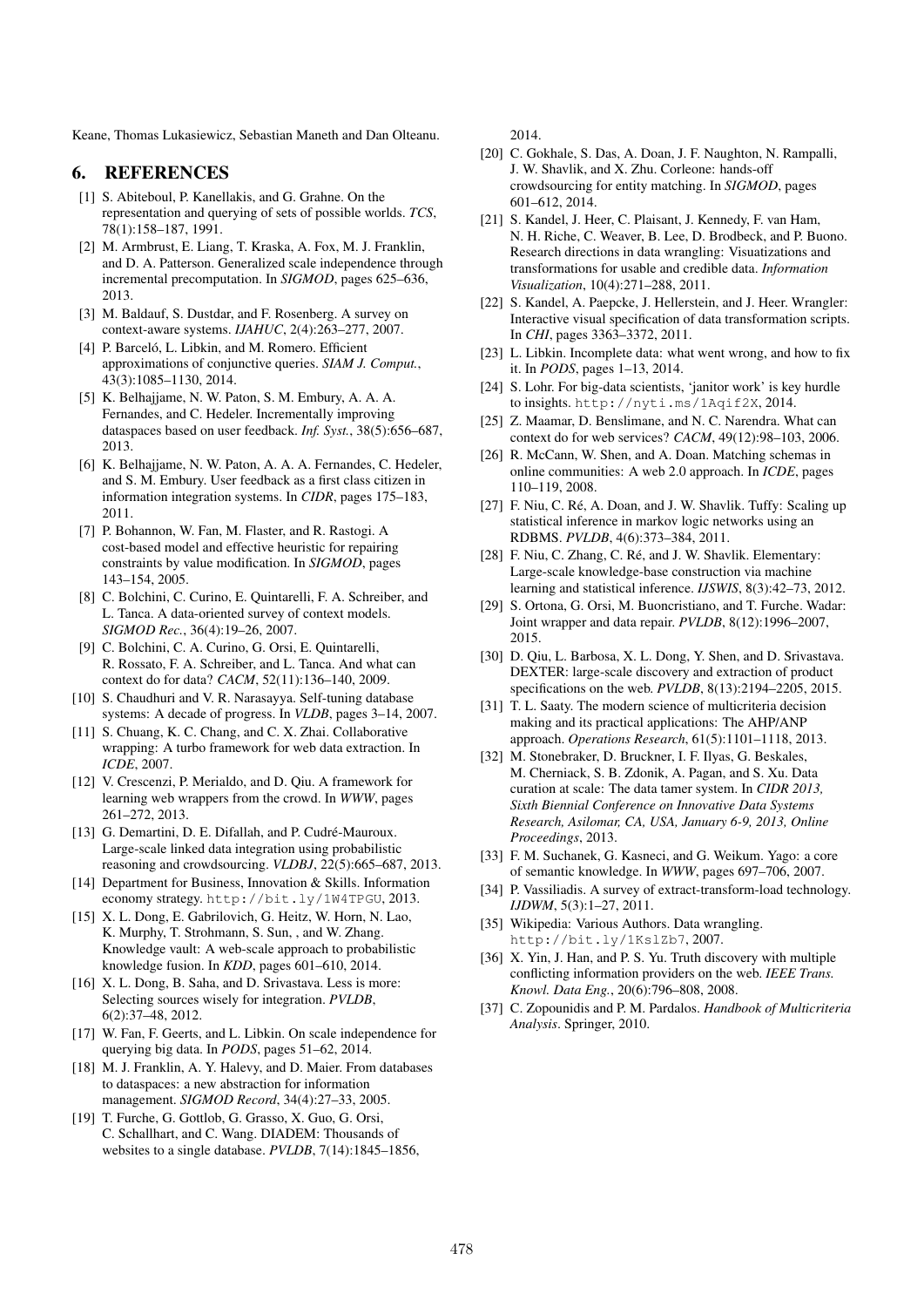Keane, Thomas Lukasiewicz, Sebastian Maneth and Dan Olteanu.

## 6. REFERENCES

[1] S. Abiteboul, P. Kanellakis, and G. Grahne. On the representation and querying of sets of possible worlds. *TCS*, 78(1):158–187, 1991.

[2] M. Armbrust, E. Liang, T. Kraska, A. Fox, M. J. Franklin, and D. A. Patterson. Generalized scale independence through incremental precomputation. In *SIGMOD*, pages 625–636, 2013.

[3] M. Baldauf, S. Dustdar, and F. Rosenberg. A survey on context-aware systems. *IJAHUC*, 2(4):263–277, 2007.

[4] P. Barceló, L. Libkin, and M. Romero. Efficient approximations of conjunctive queries. *SIAM J. Comput.*, 43(3):1085–1130, 2014.

[5] K. Belhajjame, N. W. Paton, S. M. Embury, A. A. A. Fernandes, and C. Hedeler. Incrementally improving dataspaces based on user feedback. *Inf. Syst.*, 38(5):656–687, 2013.

[6] K. Belhajjame, N. W. Paton, A. A. A. Fernandes, C. Hedeler, and S. M. Embury. User feedback as a first class citizen in information integration systems. In *CIDR*, pages 175–183, 2011.

[7] P. Bohannon, W. Fan, M. Flaster, and R. Rastogi. A cost-based model and effective heuristic for repairing constraints by value modification. In *SIGMOD*, pages 143–154, 2005.

[8] C. Bolchini, C. Curino, E. Quintarelli, F. A. Schreiber, and L. Tanca. A data-oriented survey of context models. *SIGMOD Rec.*, 36(4):19–26, 2007.

[9] C. Bolchini, C. A. Curino, G. Orsi, E. Quintarelli, R. Rossato, F. A. Schreiber, and L. Tanca. And what can context do for data? *CACM*, 52(11):136–140, 2009.

[10] S. Chaudhuri and V. R. Narasayya. Self-tuning database systems: A decade of progress. In *VLDB*, pages 3–14, 2007.

[11] S. Chuang, K. C. Chang, and C. X. Zhai. Collaborative wrapping: A turbo framework for web data extraction. In *ICDE*, 2007.

[12] V. Crescenzi, P. Merialdo, and D. Qiu. A framework for learning web wrappers from the crowd. In *WWW*, pages 261–272, 2013.

[13] G. Demartini, D. E. Difallah, and P. Cudré-Mauroux. Large-scale linked data integration using probabilistic reasoning and crowdsourcing. *VLDBJ*, 22(5):665–687, 2013.

[14] Department for Business, Innovation & Skills. Information economy strategy. http://bit.ly/1W4TPGU, 2013.

[15] X. L. Dong, E. Gabrilovich, G. Heitz, W. Horn, N. Lao, K. Murphy, T. Strohmann, S. Sun, , and W. Zhang. Knowledge vault: A web-scale approach to probabilistic knowledge fusion. In *KDD*, pages 601–610, 2014.

[16] X. L. Dong, B. Saha, and D. Srivastava. Less is more: Selecting sources wisely for integration. *PVLDB*, 6(2):37–48, 2012.

[17] W. Fan, F. Geerts, and L. Libkin. On scale independence for querying big data. In *PODS*, pages 51–62, 2014.

[18] M. J. Franklin, A. Y. Halevy, and D. Maier. From databases to dataspaces: a new abstraction for information management. *SIGMOD Record*, 34(4):27–33, 2005.

[19] T. Furche, G. Gottlob, G. Grasso, X. Guo, G. Orsi, C. Schallhart, and C. Wang. DIADEM: Thousands of websites to a single database. *PVLDB*, 7(14):1845–1856, 2014.

[20] C. Gokhale, S. Das, A. Doan, J. F. Naughton, N. Rampalli, J. W. Shavlik, and X. Zhu. Corleone: hands-off crowdsourcing for entity matching. In *SIGMOD*, pages 601–612, 2014.

[21] S. Kandel, J. Heer, C. Plaisant, J. Kennedy, F. van Ham, N. H. Riche, C. Weaver, B. Lee, D. Brodbeck, and P. Buono. Research directions in data wrangling: Visuatizations and transformations for usable and credible data. *Information Visualization*, 10(4):271–288, 2011.

[22] S. Kandel, A. Paepcke, J. Hellerstein, and J. Heer. Wrangler: Interactive visual specification of data transformation scripts. In *CHI*, pages 3363–3372, 2011.

[23] L. Libkin. Incomplete data: what went wrong, and how to fix it. In *PODS*, pages 1–13, 2014.

[24] S. Lohr. For big-data scientists, 'janitor work' is key hurdle to insights. http://nyti.ms/1Aqif2X, 2014.

[25] Z. Maamar, D. Benslimane, and N. C. Narendra. What can context do for web services? *CACM*, 49(12):98–103, 2006.

[26] R. McCann, W. Shen, and A. Doan. Matching schemas in online communities: A web 2.0 approach. In *ICDE*, pages 110–119, 2008.

[27] F. Niu, C. Ré, A. Doan, and J. W. Shavlik. Tuffy: Scaling up statistical inference in markov logic networks using an RDBMS. *PVLDB*, 4(6):373–384, 2011.

[28] F. Niu, C. Zhang, C. Ré, and J. W. Shavlik. Elementary: Large-scale knowledge-base construction via machine learning and statistical inference. *IJSWIS*, 8(3):42–73, 2012.

[29] S. Ortona, G. Orsi, M. Buoncristiano, and T. Furche. Wadar: Joint wrapper and data repair. *PVLDB*, 8(12):1996–2007, 2015.

[30] D. Qiu, L. Barbosa, X. L. Dong, Y. Shen, and D. Srivastava. DEXTER: large-scale discovery and extraction of product specifications on the web. *PVLDB*, 8(13):2194–2205, 2015.

[31] T. L. Saaty. The modern science of multicriteria decision making and its practical applications: The AHP/ANP approach. *Operations Research*, 61(5):1101–1118, 2013.

[32] M. Stonebraker, D. Bruckner, I. F. Ilyas, G. Beskales, M. Cherniack, S. B. Zdonik, A. Pagan, and S. Xu. Data curation at scale: The data tamer system. In *CIDR 2013, Sixth Biennial Conference on Innovative Data Systems Research, Asilomar, CA, USA, January 6-9, 2013, Online Proceedings*, 2013.

[33] F. M. Suchanek, G. Kasneci, and G. Weikum. Yago: a core of semantic knowledge. In *WWW*, pages 697–706, 2007.

[34] P. Vassiliadis. A survey of extract-transform-load technology. *IJDWM*, 5(3):1–27, 2011.

[35] Wikipedia: Various Authors. Data wrangling. http://bit.ly/1KslZb7, 2007.

[36] X. Yin, J. Han, and P. S. Yu. Truth discovery with multiple conflicting information providers on the web. *IEEE Trans. Knowl. Data Eng.*, 20(6):796–808, 2008.

[37] C. Zopounidis and P. M. Pardalos. *Handbook of Multicriteria Analysis*. Springer, 2010.